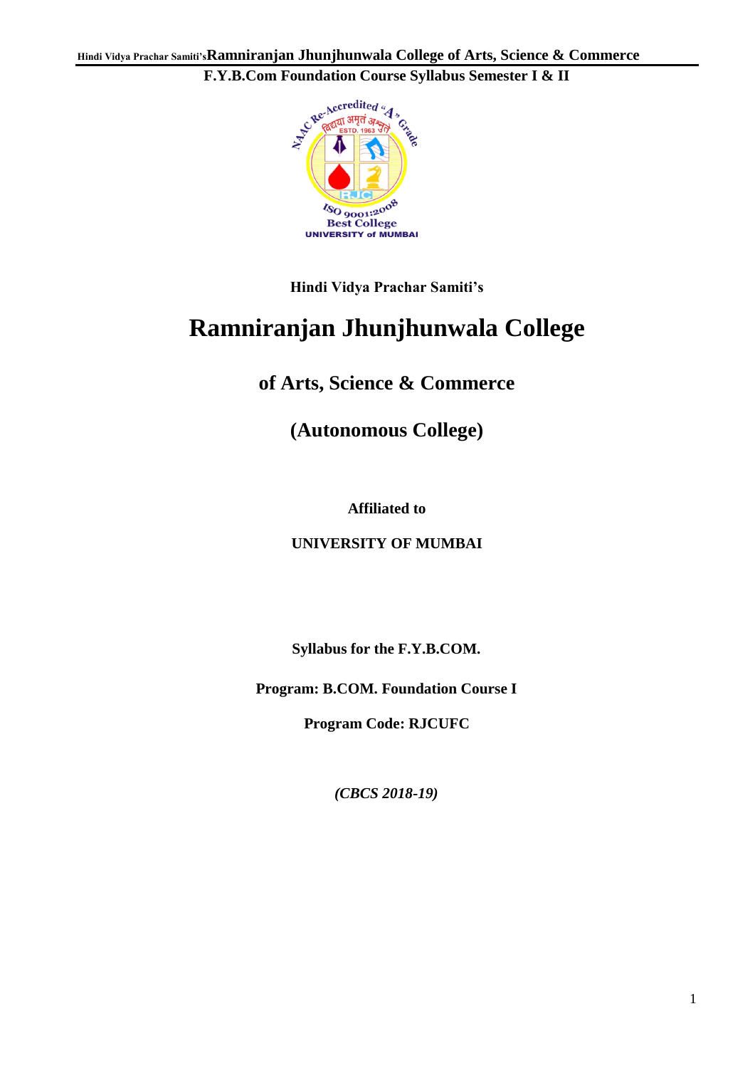Hindi Vidya Prachar Samiti's

# Ramniranjan Jhunjhunwala College

## of Arts, Science & Commerce

## (Autonomous College)

**Affiliated to**

**UNIVERSITY OF MUMBAI**

**Syllabus for the F.Y.B.COM.**

**Program: B.COM. Foundation Course I**

**Program Code: RJCUFC**

***(CBCS 2018-19)***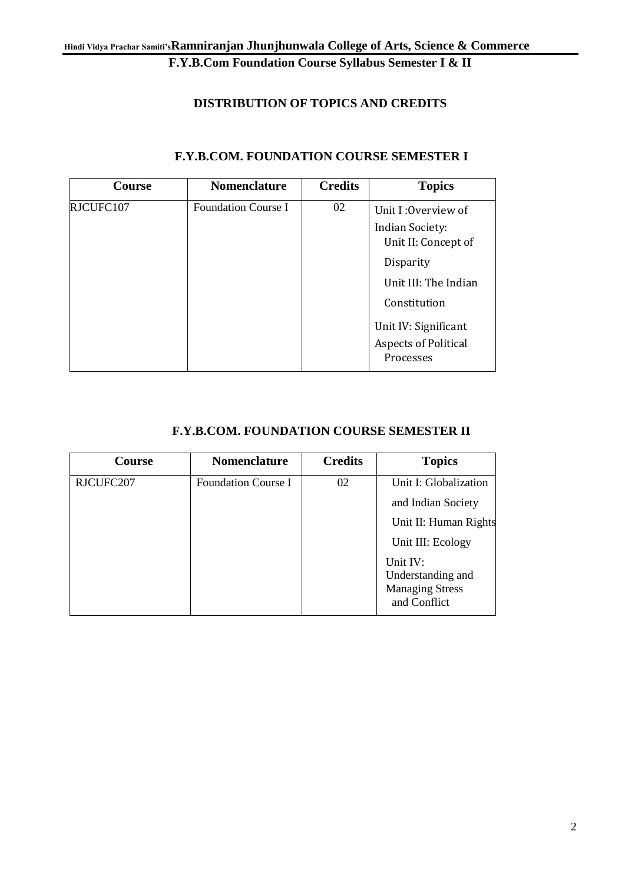## DISTRIBUTION OF TOPICS AND CREDITS

### F.Y.B.COM. FOUNDATION COURSE SEMESTER I

| Course | Nomenclature | Credits | Topics |
|---|---|---|---|
| RJCUFC107 | Foundation Course I | 02 | Unit I :Overview of Indian Society: Unit II: Concept of Disparity Unit III: The Indian Constitution Unit IV: Significant Aspects of Political Processes |

### F.Y.B.COM. FOUNDATION COURSE SEMESTER II

| Course | Nomenclature | Credits | Topics |
|---|---|---|---|
| RJCUFC207 | Foundation Course I | 02 | Unit I: Globalization and Indian Society Unit II: Human Rights Unit III: Ecology Unit IV: Understanding and Managing Stress and Conflict |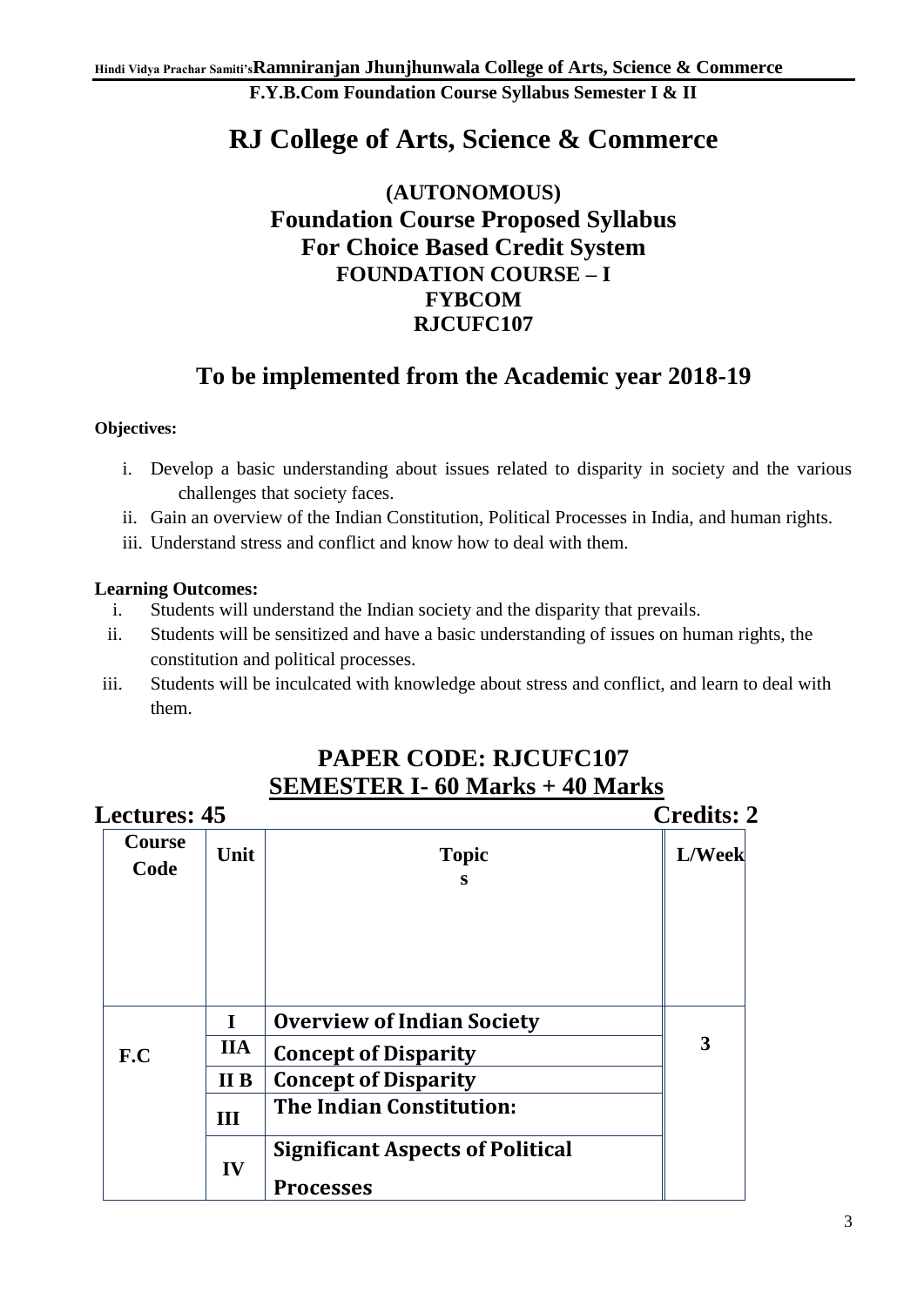# RJ College of Arts, Science & Commerce

## (AUTONOMOUS)
## Foundation Course Proposed Syllabus
## For Choice Based Credit System
### FOUNDATION COURSE – I
### FYBCOM
### RJCUFC107

## To be implemented from the Academic year 2018-19

**Objectives:**

i. Develop a basic understanding about issues related to disparity in society and the various challenges that society faces.
ii. Gain an overview of the Indian Constitution, Political Processes in India, and human rights.
iii. Understand stress and conflict and know how to deal with them.

**Learning Outcomes:**

i. Students will understand the Indian society and the disparity that prevails.
ii. Students will be sensitized and have a basic understanding of issues on human rights, the constitution and political processes.
iii. Students will be inculcated with knowledge about stress and conflict, and learn to deal with them.

## PAPER CODE: RJCUFC107
## SEMESTER I- 60 Marks + 40 Marks

**Lectures: 45** **Credits: 2**

| Course Code | Unit | Topics | L/Week |
|---|---|---|---|
| F.C | I | Overview of Indian Society | 3 |
| | IIA | Concept of Disparity | |
| | II B | Concept of Disparity | |
| | III | The Indian Constitution: | |
| | IV | Significant Aspects of Political Processes | |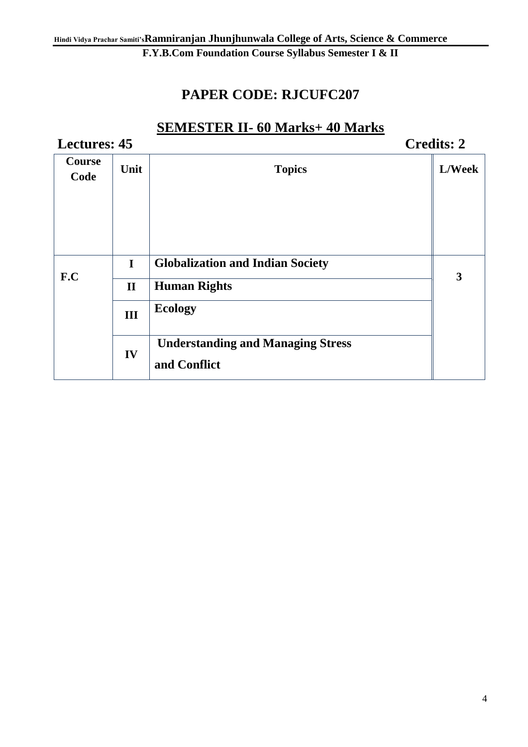## PAPER CODE: RJCUFC207

## SEMESTER II- 60 Marks+ 40 Marks

**Lectures: 45** **Credits: 2**

| Course Code | Unit | Topics | L/Week |
|---|---|---|---|
| F.C | I | **Globalization and Indian Society** | 3 |
| | II | **Human Rights** | |
| | III | **Ecology** | |
| | IV | **Understanding and Managing Stress and Conflict** | |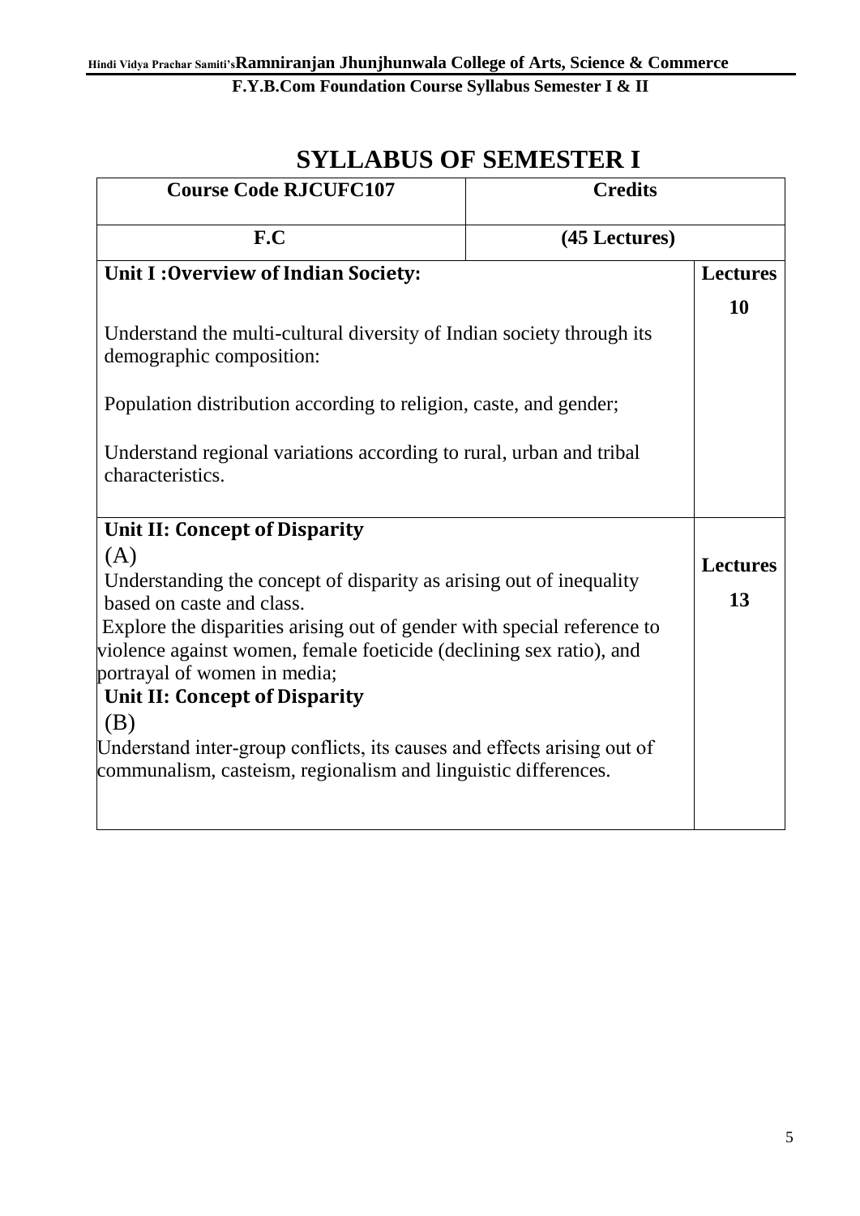# SYLLABUS OF SEMESTER I

| Course Code RJCUFC107 | Credits | |
|---|---|---|
| F.C | (45 Lectures) | |
| **Unit I :Overview of Indian Society:**<br><br>Understand the multi-cultural diversity of Indian society through its demographic composition:<br><br>Population distribution according to religion, caste, and gender;<br><br>Understand regional variations according to rural, urban and tribal characteristics. | | **Lectures**<br>**10** |
| **Unit II: Concept of Disparity**<br>(A)<br>Understanding the concept of disparity as arising out of inequality based on caste and class.<br>Explore the disparities arising out of gender with special reference to violence against women, female foeticide (declining sex ratio), and portrayal of women in media;<br>**Unit II: Concept of Disparity**<br>(B)<br>Understand inter-group conflicts, its causes and effects arising out of communalism, casteism, regionalism and linguistic differences. | | **Lectures**<br>**13** |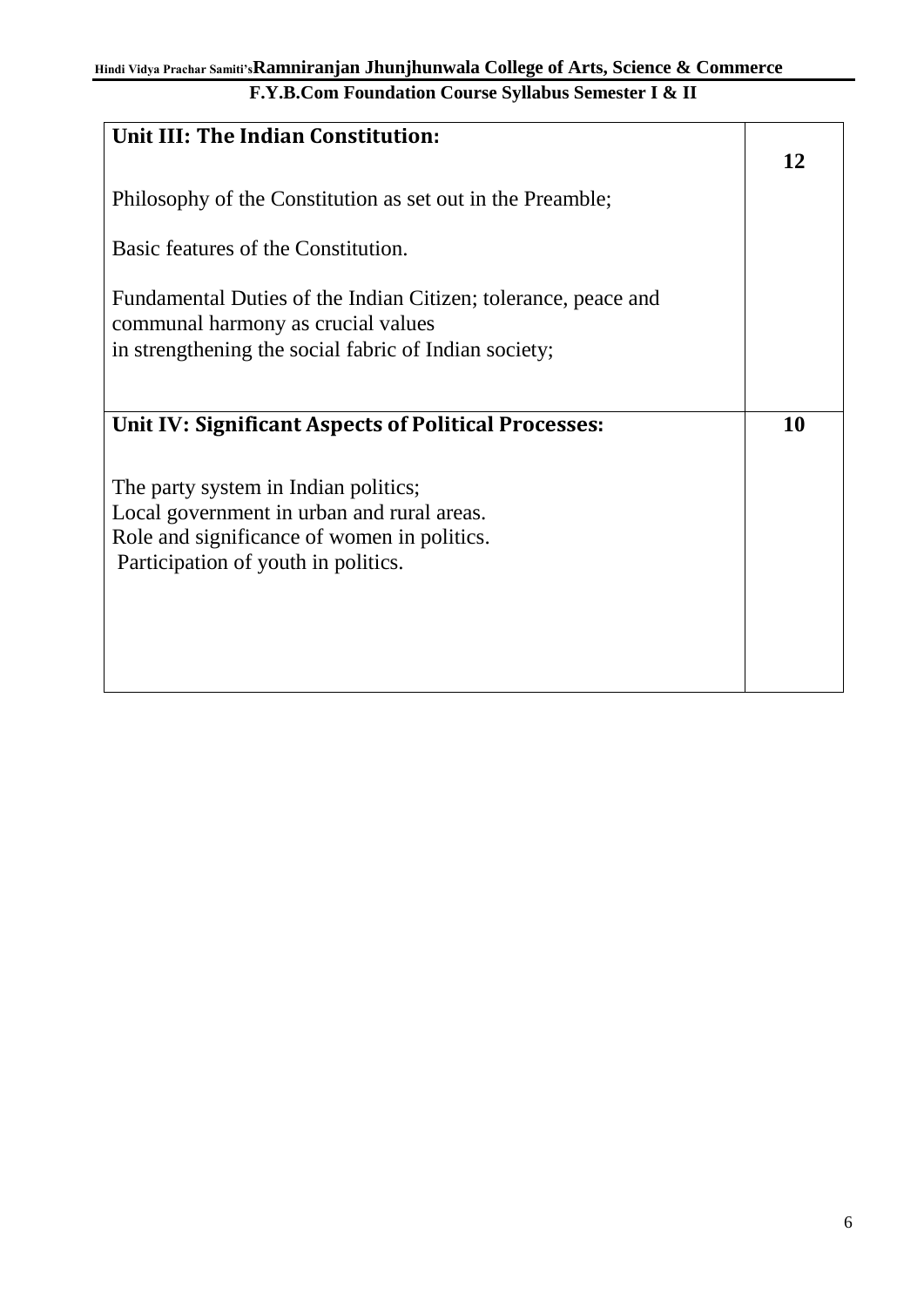| Unit III: The Indian Constitution:<br><br>Philosophy of the Constitution as set out in the Preamble;<br><br>Basic features of the Constitution.<br><br>Fundamental Duties of the Indian Citizen; tolerance, peace and communal harmony as crucial values<br>in strengthening the social fabric of Indian society; | 12 |
|---|---|
| **Unit IV: Significant Aspects of Political Processes:**<br><br>The party system in Indian politics;<br>Local government in urban and rural areas.<br>Role and significance of women in politics.<br>Participation of youth in politics. | **10** |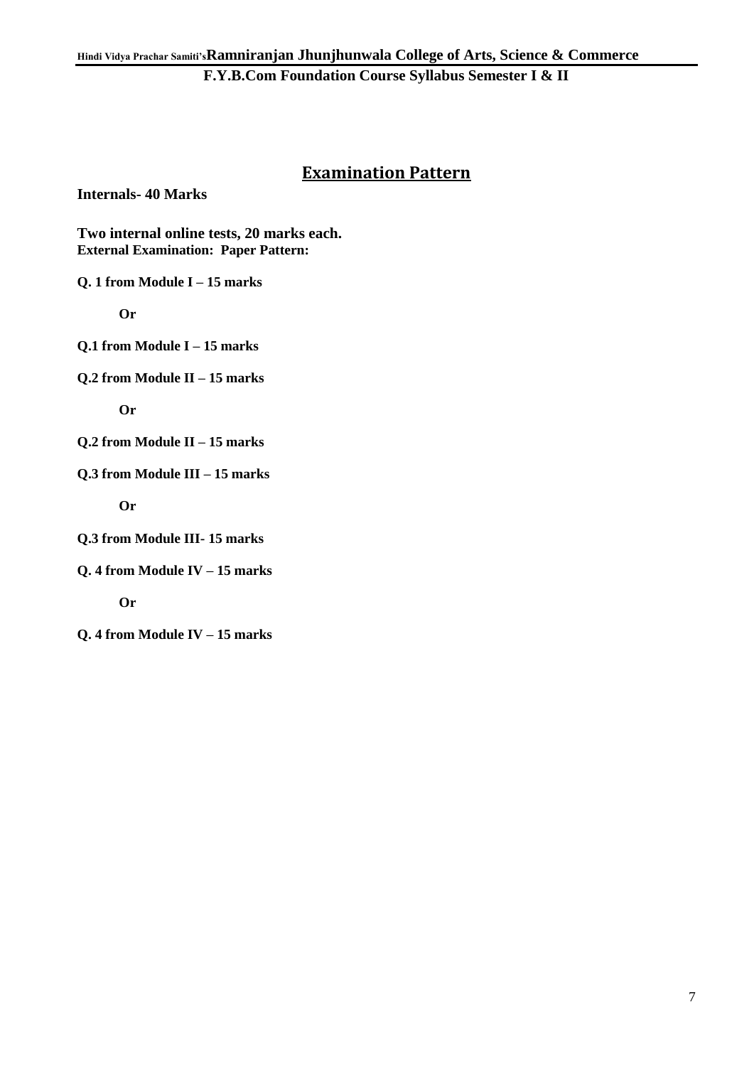## Examination Pattern

**Internals- 40 Marks**

**Two internal online tests, 20 marks each.**

**External Examination: Paper Pattern:**

**Q. 1 from Module I – 15 marks**

**Or**

**Q.1 from Module I – 15 marks**

**Q.2 from Module II – 15 marks**

**Or**

**Q.2 from Module II – 15 marks**

**Q.3 from Module III – 15 marks**

**Or**

**Q.3 from Module III- 15 marks**

**Q. 4 from Module IV – 15 marks**

**Or**

**Q. 4 from Module IV – 15 marks**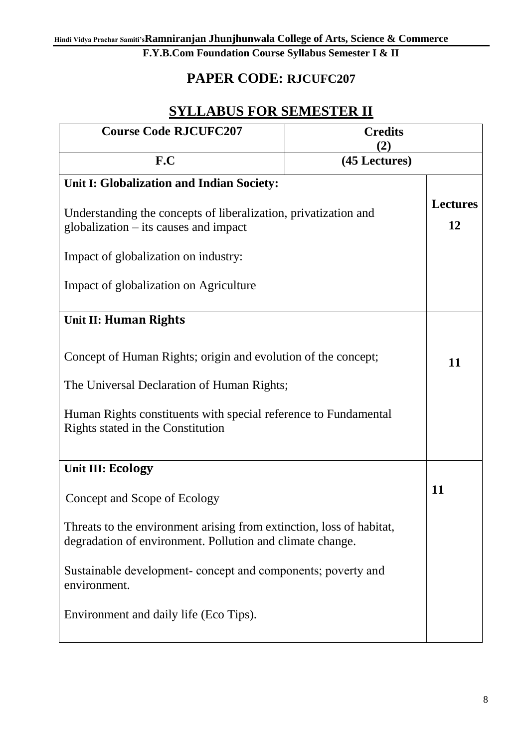## PAPER CODE: RJCUFC207

## SYLLABUS FOR SEMESTER II

| Course Code RJCUFC207 | Credits (2) | |
|---|---|---|
| F.C | (45 Lectures) | |
| **Unit I: Globalization and Indian Society:**<br><br>Understanding the concepts of liberalization, privatization and globalization – its causes and impact<br><br>Impact of globalization on industry:<br><br>Impact of globalization on Agriculture | | **Lectures**<br>**12** |
| **Unit II: Human Rights**<br><br>Concept of Human Rights; origin and evolution of the concept;<br><br>The Universal Declaration of Human Rights;<br><br>Human Rights constituents with special reference to Fundamental Rights stated in the Constitution | | **11** |
| **Unit III: Ecology**<br><br>Concept and Scope of Ecology<br><br>Threats to the environment arising from extinction, loss of habitat, degradation of environment. Pollution and climate change.<br><br>Sustainable development- concept and components; poverty and environment.<br><br>Environment and daily life (Eco Tips). | | **11** |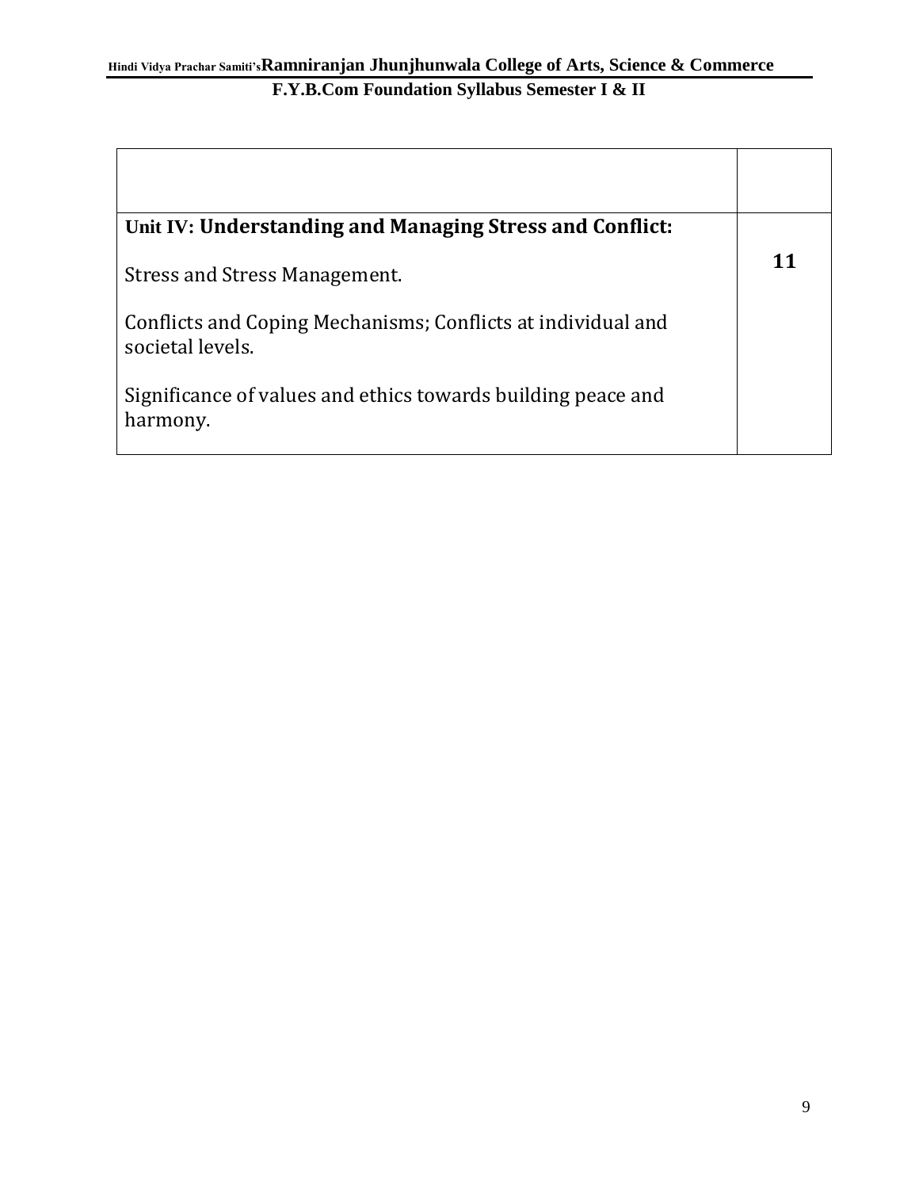| | |
|---|---|
| **Unit IV: Understanding and Managing Stress and Conflict:**<br><br>Stress and Stress Management.<br><br>Conflicts and Coping Mechanisms; Conflicts at individual and societal levels.<br><br>Significance of values and ethics towards building peace and harmony. | **11** |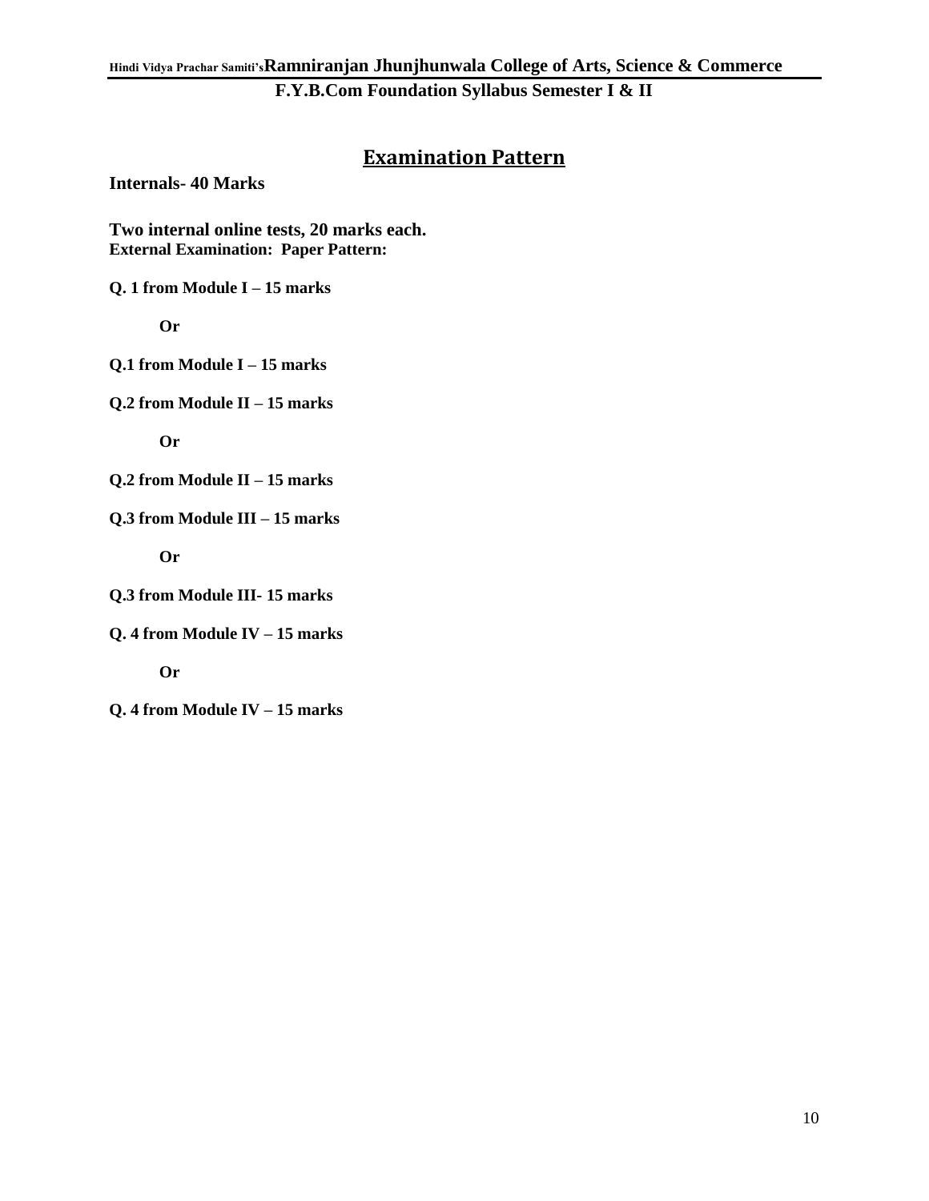## Examination Pattern

**Internals- 40 Marks**

**Two internal online tests, 20 marks each.**
**External Examination: Paper Pattern:**

**Q. 1 from Module I – 15 marks**

**Or**

**Q.1 from Module I – 15 marks**

**Q.2 from Module II – 15 marks**

**Or**

**Q.2 from Module II – 15 marks**

**Q.3 from Module III – 15 marks**

**Or**

**Q.3 from Module III- 15 marks**

**Q. 4 from Module IV – 15 marks**

**Or**

**Q. 4 from Module IV – 15 marks**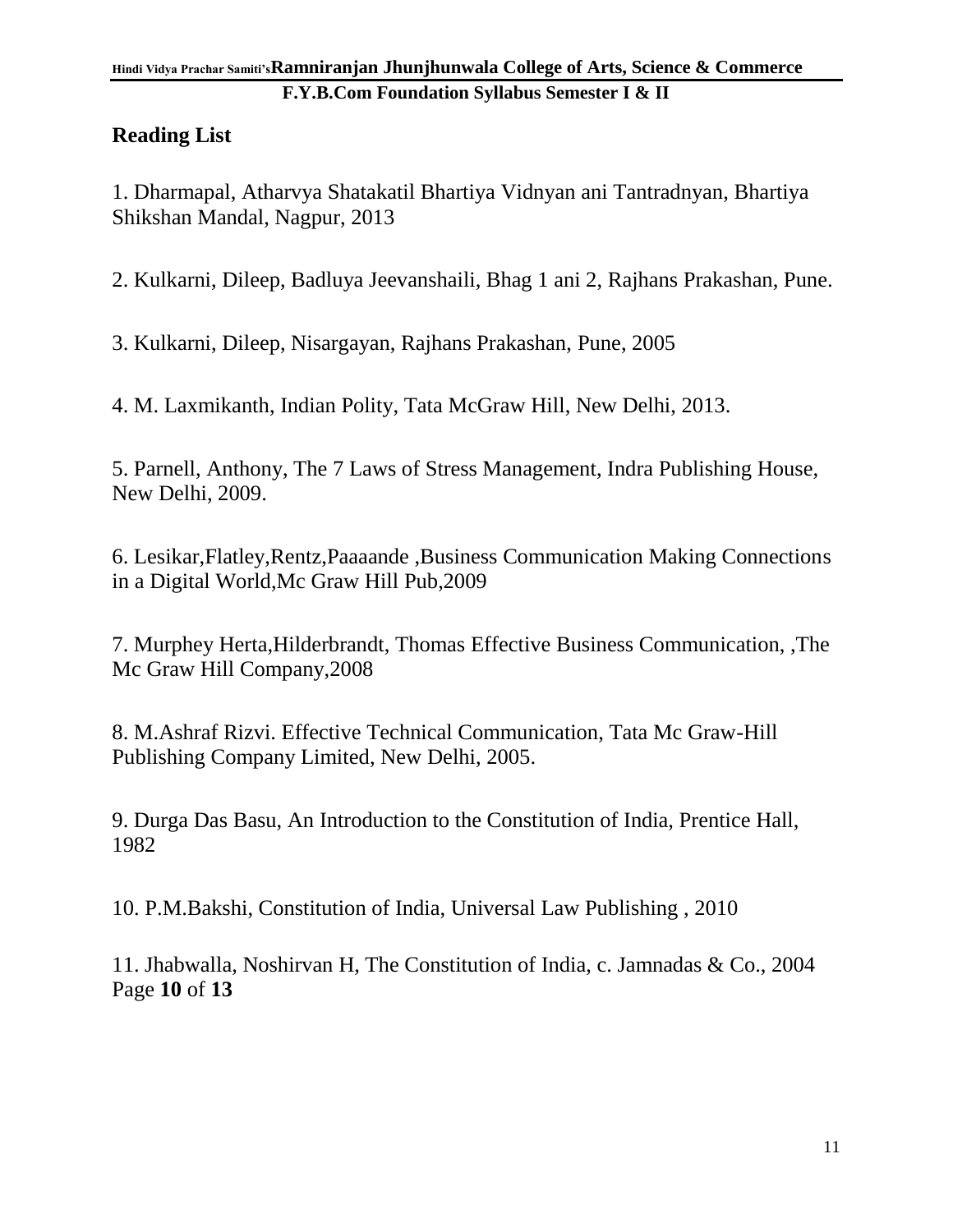## Reading List

1. Dharmapal, Atharvya Shatakatil Bhartiya Vidnyan ani Tantradnyan, Bhartiya Shikshan Mandal, Nagpur, 2013

2. Kulkarni, Dileep, Badluya Jeevanshaili, Bhag 1 ani 2, Rajhans Prakashan, Pune.

3. Kulkarni, Dileep, Nisargayan, Rajhans Prakashan, Pune, 2005

4. M. Laxmikanth, Indian Polity, Tata McGraw Hill, New Delhi, 2013.

5. Parnell, Anthony, The 7 Laws of Stress Management, Indra Publishing House, New Delhi, 2009.

6. Lesikar,Flatley,Rentz,Paaaande ,Business Communication Making Connections in a Digital World,Mc Graw Hill Pub,2009

7. Murphey Herta,Hilderbrandt, Thomas Effective Business Communication, ,The Mc Graw Hill Company,2008

8. M.Ashraf Rizvi. Effective Technical Communication, Tata Mc Graw-Hill Publishing Company Limited, New Delhi, 2005.

9. Durga Das Basu, An Introduction to the Constitution of India, Prentice Hall, 1982

10. P.M.Bakshi, Constitution of India, Universal Law Publishing , 2010

11. Jhabwalla, Noshirvan H, The Constitution of India, c. Jamnadas & Co., 2004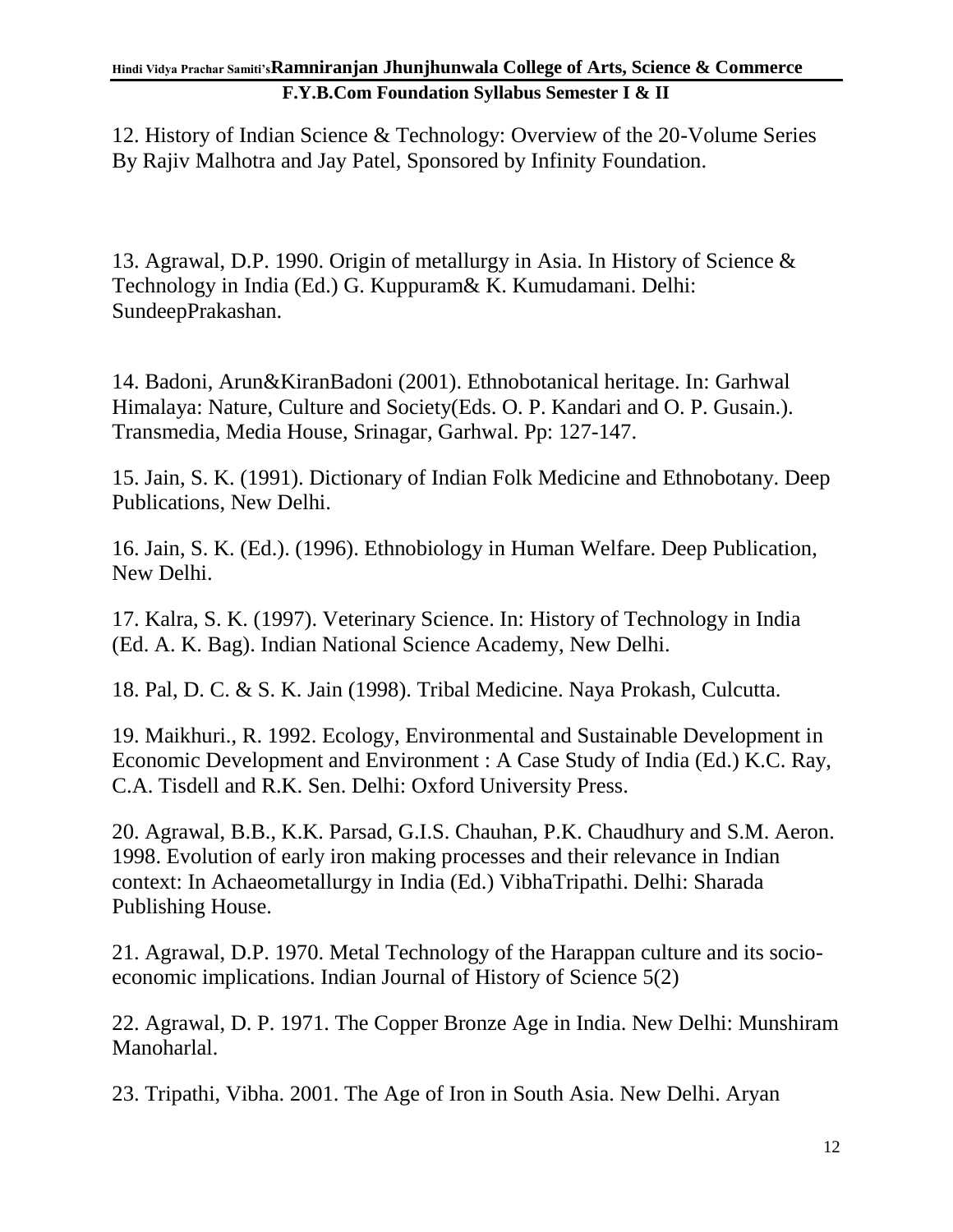12. History of Indian Science & Technology: Overview of the 20-Volume Series By Rajiv Malhotra and Jay Patel, Sponsored by Infinity Foundation.

13. Agrawal, D.P. 1990. Origin of metallurgy in Asia. In History of Science & Technology in India (Ed.) G. Kuppuram& K. Kumudamani. Delhi: SundeepPrakashan.

14. Badoni, Arun&KiranBadoni (2001). Ethnobotanical heritage. In: Garhwal Himalaya: Nature, Culture and Society(Eds. O. P. Kandari and O. P. Gusain.). Transmedia, Media House, Srinagar, Garhwal. Pp: 127-147.

15. Jain, S. K. (1991). Dictionary of Indian Folk Medicine and Ethnobotany. Deep Publications, New Delhi.

16. Jain, S. K. (Ed.). (1996). Ethnobiology in Human Welfare. Deep Publication, New Delhi.

17. Kalra, S. K. (1997). Veterinary Science. In: History of Technology in India (Ed. A. K. Bag). Indian National Science Academy, New Delhi.

18. Pal, D. C. & S. K. Jain (1998). Tribal Medicine. Naya Prokash, Culcutta.

19. Maikhuri., R. 1992. Ecology, Environmental and Sustainable Development in Economic Development and Environment : A Case Study of India (Ed.) K.C. Ray, C.A. Tisdell and R.K. Sen. Delhi: Oxford University Press.

20. Agrawal, B.B., K.K. Parsad, G.I.S. Chauhan, P.K. Chaudhury and S.M. Aeron. 1998. Evolution of early iron making processes and their relevance in Indian context: In Achaeometallurgy in India (Ed.) VibhaTripathi. Delhi: Sharada Publishing House.

21. Agrawal, D.P. 1970. Metal Technology of the Harappan culture and its socio-economic implications. Indian Journal of History of Science 5(2)

22. Agrawal, D. P. 1971. The Copper Bronze Age in India. New Delhi: Munshiram Manoharlal.

23. Tripathi, Vibha. 2001. The Age of Iron in South Asia. New Delhi. Aryan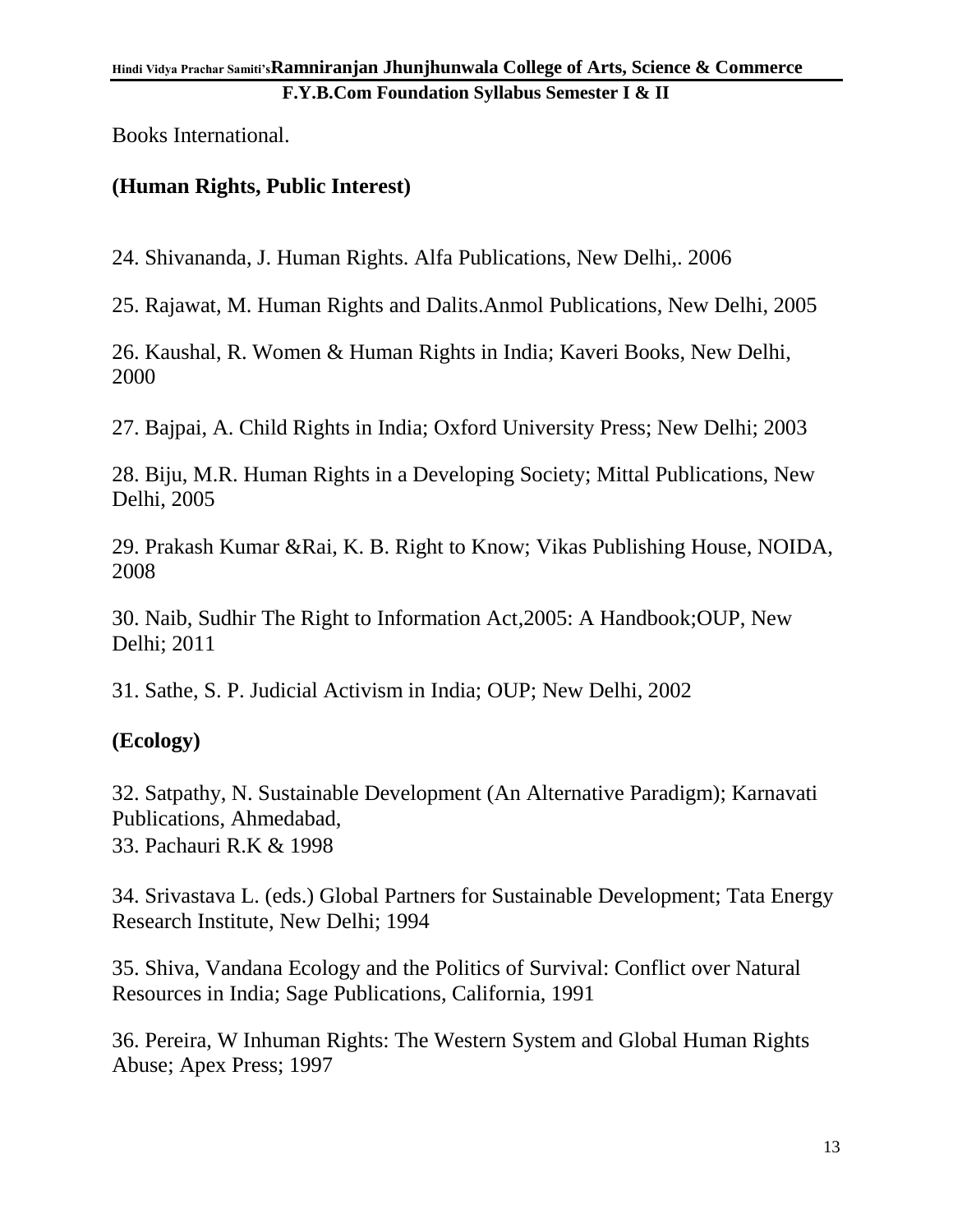Books International.

**(Human Rights, Public Interest)**

24. Shivananda, J. Human Rights. Alfa Publications, New Delhi,. 2006

25. Rajawat, M. Human Rights and Dalits.Anmol Publications, New Delhi, 2005

26. Kaushal, R. Women & Human Rights in India; Kaveri Books, New Delhi, 2000

27. Bajpai, A. Child Rights in India; Oxford University Press; New Delhi; 2003

28. Biju, M.R. Human Rights in a Developing Society; Mittal Publications, New Delhi, 2005

29. Prakash Kumar &Rai, K. B. Right to Know; Vikas Publishing House, NOIDA, 2008

30. Naib, Sudhir The Right to Information Act,2005: A Handbook;OUP, New Delhi; 2011

31. Sathe, S. P. Judicial Activism in India; OUP; New Delhi, 2002

**(Ecology)**

32. Satpathy, N. Sustainable Development (An Alternative Paradigm); Karnavati Publications, Ahmedabad,
33. Pachauri R.K & 1998

34. Srivastava L. (eds.) Global Partners for Sustainable Development; Tata Energy Research Institute, New Delhi; 1994

35. Shiva, Vandana Ecology and the Politics of Survival: Conflict over Natural Resources in India; Sage Publications, California, 1991

36. Pereira, W Inhuman Rights: The Western System and Global Human Rights Abuse; Apex Press; 1997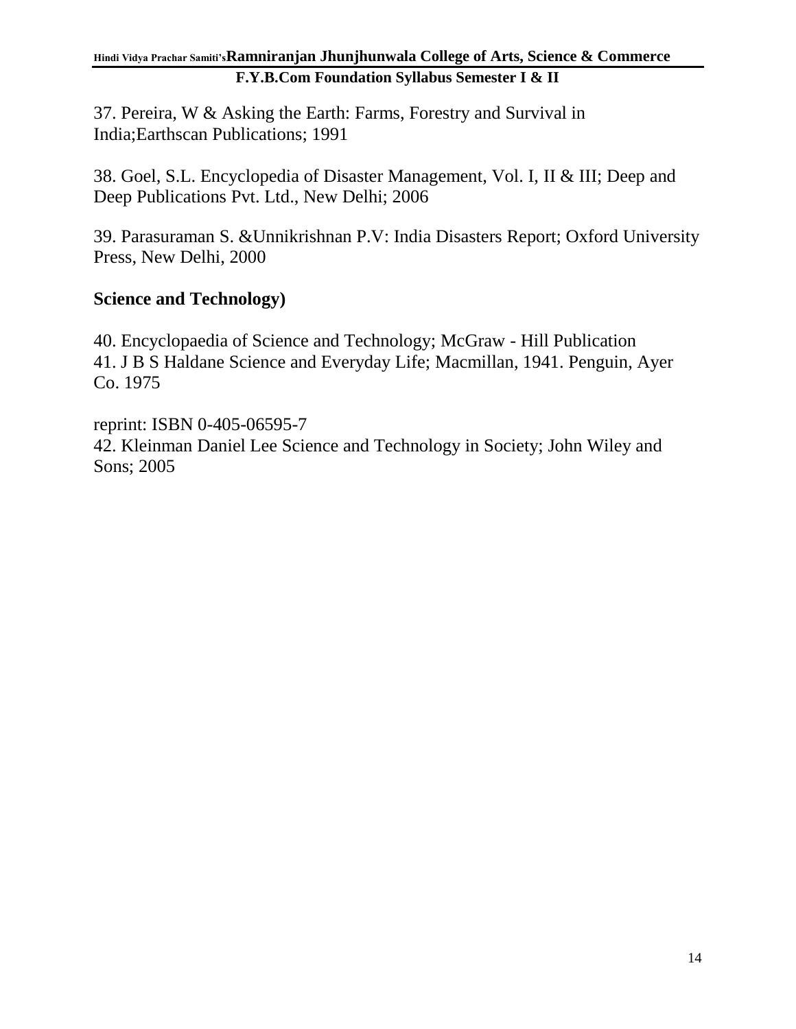37. Pereira, W & Asking the Earth: Farms, Forestry and Survival in India;Earthscan Publications; 1991

38. Goel, S.L. Encyclopedia of Disaster Management, Vol. I, II & III; Deep and Deep Publications Pvt. Ltd., New Delhi; 2006

39. Parasuraman S. &Unnikrishnan P.V: India Disasters Report; Oxford University Press, New Delhi, 2000

**Science and Technology)**

40. Encyclopaedia of Science and Technology; McGraw - Hill Publication
41. J B S Haldane Science and Everyday Life; Macmillan, 1941. Penguin, Ayer Co. 1975

reprint: ISBN 0-405-06595-7
42. Kleinman Daniel Lee Science and Technology in Society; John Wiley and Sons; 2005